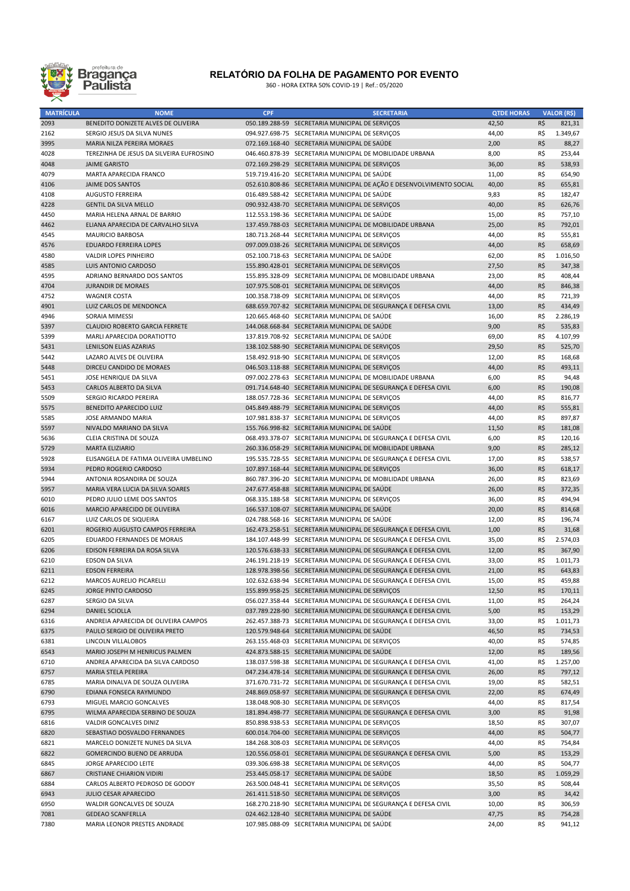# RELATÓRIO DA FOLHA DE PAGAMENTO POR EVENTO

360 - HORA EXTRA 50% COVID-19 | Ref.: 05/2020

| MATRÍCULA | NOME | CPF | SECRETARIA | QTDE HORAS | VALOR (R$) |
|---|---|---|---|---|---|
| 2093 | BENEDITO DONIZETE ALVES DE OLIVEIRA | 050.189.288-59 | SECRETARIA MUNICIPAL DE SERVIÇOS | 42,50 | R$ 821,31 |
| 2162 | SERGIO JESUS DA SILVA NUNES | 094.927.698-75 | SECRETARIA MUNICIPAL DE SERVIÇOS | 44,00 | R$ 1.349,67 |
| 3995 | MARIA NILZA PEREIRA MORAES | 072.169.168-40 | SECRETARIA MUNICIPAL DE SAÚDE | 2,00 | R$ 88,27 |
| 4028 | TEREZINHA DE JESUS DA SILVEIRA EUFROSINO | 046.460.878-39 | SECRETARIA MUNICIPAL DE MOBILIDADE URBANA | 8,00 | R$ 253,44 |
| 4048 | JAIME GARISTO | 072.169.298-29 | SECRETARIA MUNICIPAL DE SERVIÇOS | 36,00 | R$ 538,93 |
| 4079 | MARTA APARECIDA FRANCO | 519.719.416-20 | SECRETARIA MUNICIPAL DE SAÚDE | 11,00 | R$ 654,90 |
| 4106 | JAIME DOS SANTOS | 052.610.808-86 | SECRETARIA MUNICIPAL DE AÇÃO E DESENVOLVIMENTO SOCIAL | 40,00 | R$ 655,81 |
| 4108 | AUGUSTO FERREIRA | 016.489.588-42 | SECRETARIA MUNICIPAL DE SAÚDE | 9,83 | R$ 182,47 |
| 4228 | GENTIL DA SILVA MELLO | 090.932.438-70 | SECRETARIA MUNICIPAL DE SERVIÇOS | 40,00 | R$ 626,76 |
| 4450 | MARIA HELENA ARNAL DE BARRIO | 112.553.198-36 | SECRETARIA MUNICIPAL DE SAÚDE | 15,00 | R$ 757,10 |
| 4462 | ELIANA APARECIDA DE CARVALHO SILVA | 137.459.788-03 | SECRETARIA MUNICIPAL DE MOBILIDADE URBANA | 25,00 | R$ 792,01 |
| 4545 | MAURICIO BARBOSA | 180.713.268-44 | SECRETARIA MUNICIPAL DE SERVIÇOS | 44,00 | R$ 555,81 |
| 4576 | EDUARDO FERREIRA LOPES | 097.009.038-26 | SECRETARIA MUNICIPAL DE SERVIÇOS | 44,00 | R$ 658,69 |
| 4580 | VALDIR LOPES PINHEIRO | 052.100.718-63 | SECRETARIA MUNICIPAL DE SAÚDE | 62,00 | R$ 1.016,50 |
| 4585 | LUIS ANTONIO CARDOSO | 155.890.428-01 | SECRETARIA MUNICIPAL DE SERVIÇOS | 27,50 | R$ 347,38 |
| 4595 | ADRIANO BERNARDO DOS SANTOS | 155.895.328-09 | SECRETARIA MUNICIPAL DE MOBILIDADE URBANA | 23,00 | R$ 408,44 |
| 4704 | JURANDIR DE MORAES | 107.975.508-01 | SECRETARIA MUNICIPAL DE SERVIÇOS | 44,00 | R$ 846,38 |
| 4752 | WAGNER COSTA | 100.358.738-09 | SECRETARIA MUNICIPAL DE SERVIÇOS | 44,00 | R$ 721,39 |
| 4901 | LUIZ CARLOS DE MENDONCA | 688.659.707-82 | SECRETARIA MUNICIPAL DE SEGURANÇA E DEFESA CIVIL | 13,00 | R$ 434,49 |
| 4946 | SORAIA MIMESSI | 120.665.468-60 | SECRETARIA MUNICIPAL DE SAÚDE | 16,00 | R$ 2.286,19 |
| 5397 | CLAUDIO ROBERTO GARCIA FERRETE | 144.068.668-84 | SECRETARIA MUNICIPAL DE SAÚDE | 9,00 | R$ 535,83 |
| 5399 | MARLI APARECIDA DORATIOTTO | 137.819.708-92 | SECRETARIA MUNICIPAL DE SAÚDE | 69,00 | R$ 4.107,99 |
| 5431 | LENILSON ELIAS AZARIAS | 138.102.588-90 | SECRETARIA MUNICIPAL DE SERVIÇOS | 29,50 | R$ 525,70 |
| 5442 | LAZARO ALVES DE OLIVEIRA | 158.492.918-90 | SECRETARIA MUNICIPAL DE SERVIÇOS | 12,00 | R$ 168,68 |
| 5448 | DIRCEU CANDIDO DE MORAES | 046.503.118-88 | SECRETARIA MUNICIPAL DE SERVIÇOS | 44,00 | R$ 493,11 |
| 5451 | JOSE HENRIQUE DA SILVA | 097.002.278-63 | SECRETARIA MUNICIPAL DE MOBILIDADE URBANA | 6,00 | R$ 94,48 |
| 5453 | CARLOS ALBERTO DA SILVA | 091.714.648-40 | SECRETARIA MUNICIPAL DE SEGURANÇA E DEFESA CIVIL | 6,00 | R$ 190,08 |
| 5509 | SERGIO RICARDO PEREIRA | 188.057.728-36 | SECRETARIA MUNICIPAL DE SERVIÇOS | 44,00 | R$ 816,77 |
| 5575 | BENEDITO APARECIDO LUIZ | 045.849.488-79 | SECRETARIA MUNICIPAL DE SERVIÇOS | 44,00 | R$ 555,81 |
| 5585 | JOSE ARMANDO MARIA | 107.981.838-37 | SECRETARIA MUNICIPAL DE SERVIÇOS | 44,00 | R$ 897,87 |
| 5597 | NIVALDO MARIANO DA SILVA | 155.766.998-82 | SECRETARIA MUNICIPAL DE SAÚDE | 11,50 | R$ 181,08 |
| 5636 | CLEIA CRISTINA DE SOUZA | 068.493.378-07 | SECRETARIA MUNICIPAL DE SEGURANÇA E DEFESA CIVIL | 6,00 | R$ 120,16 |
| 5729 | MARTA ELIZIARIO | 260.336.058-29 | SECRETARIA MUNICIPAL DE MOBILIDADE URBANA | 9,00 | R$ 285,12 |
| 5928 | ELISANGELA DE FATIMA OLIVEIRA UMBELINO | 195.535.728-55 | SECRETARIA MUNICIPAL DE SEGURANÇA E DEFESA CIVIL | 17,00 | R$ 538,57 |
| 5934 | PEDRO ROGERIO CARDOSO | 107.897.168-44 | SECRETARIA MUNICIPAL DE SERVIÇOS | 36,00 | R$ 618,17 |
| 5944 | ANTONIA ROSANDIRA DE SOUZA | 860.787.396-20 | SECRETARIA MUNICIPAL DE MOBILIDADE URBANA | 26,00 | R$ 823,69 |
| 5957 | MARIA VERA LUCIA DA SILVA SOARES | 247.677.458-88 | SECRETARIA MUNICIPAL DE SAÚDE | 26,00 | R$ 372,35 |
| 6010 | PEDRO JULIO LEME DOS SANTOS | 068.335.188-58 | SECRETARIA MUNICIPAL DE SERVIÇOS | 36,00 | R$ 494,94 |
| 6016 | MARCIO APARECIDO DE OLIVEIRA | 166.537.108-07 | SECRETARIA MUNICIPAL DE SAÚDE | 20,00 | R$ 814,68 |
| 6167 | LUIZ CARLOS DE SIQUEIRA | 024.788.568-16 | SECRETARIA MUNICIPAL DE SAÚDE | 12,00 | R$ 196,74 |
| 6201 | ROGERIO AUGUSTO CAMPOS FERREIRA | 162.473.258-51 | SECRETARIA MUNICIPAL DE SEGURANÇA E DEFESA CIVIL | 1,00 | R$ 31,68 |
| 6205 | EDUARDO FERNANDES DE MORAIS | 184.107.448-99 | SECRETARIA MUNICIPAL DE SEGURANÇA E DEFESA CIVIL | 35,00 | R$ 2.574,03 |
| 6206 | EDISON FERREIRA DA ROSA SILVA | 120.576.638-33 | SECRETARIA MUNICIPAL DE SEGURANÇA E DEFESA CIVIL | 12,00 | R$ 367,90 |
| 6210 | EDSON DA SILVA | 246.191.218-19 | SECRETARIA MUNICIPAL DE SEGURANÇA E DEFESA CIVIL | 33,00 | R$ 1.011,73 |
| 6211 | EDSON FERREIRA | 128.978.398-56 | SECRETARIA MUNICIPAL DE SEGURANÇA E DEFESA CIVIL | 21,00 | R$ 643,83 |
| 6212 | MARCOS AURELIO PICARELLI | 102.632.638-94 | SECRETARIA MUNICIPAL DE SEGURANÇA E DEFESA CIVIL | 15,00 | R$ 459,88 |
| 6245 | JORGE PINTO CARDOSO | 155.899.958-25 | SECRETARIA MUNICIPAL DE SERVIÇOS | 12,50 | R$ 170,11 |
| 6287 | SERGIO DA SILVA | 056.027.358-44 | SECRETARIA MUNICIPAL DE SEGURANÇA E DEFESA CIVIL | 11,00 | R$ 264,24 |
| 6294 | DANIEL SCIOLLA | 037.789.228-90 | SECRETARIA MUNICIPAL DE SEGURANÇA E DEFESA CIVIL | 5,00 | R$ 153,29 |
| 6316 | ANDREIA APARECIDA DE OLIVEIRA CAMPOS | 262.457.388-73 | SECRETARIA MUNICIPAL DE SEGURANÇA E DEFESA CIVIL | 33,00 | R$ 1.011,73 |
| 6375 | PAULO SERGIO DE OLIVEIRA PRETO | 120.579.948-64 | SECRETARIA MUNICIPAL DE SAÚDE | 46,50 | R$ 734,53 |
| 6381 | LINCOLN VILLALOBOS | 263.155.468-03 | SECRETARIA MUNICIPAL DE SERVIÇOS | 40,00 | R$ 574,85 |
| 6543 | MARIO JOSEPH M HENRICUS PALMEN | 424.873.588-15 | SECRETARIA MUNICIPAL DE SAÚDE | 12,00 | R$ 189,56 |
| 6710 | ANDREA APARECIDA DA SILVA CARDOSO | 138.037.598-38 | SECRETARIA MUNICIPAL DE SEGURANÇA E DEFESA CIVIL | 41,00 | R$ 1.257,00 |
| 6757 | MARIA STELA PEREIRA | 047.234.478-14 | SECRETARIA MUNICIPAL DE SEGURANÇA E DEFESA CIVIL | 26,00 | R$ 797,12 |
| 6785 | MARIA DINALVA DE SOUZA OLIVEIRA | 371.670.731-72 | SECRETARIA MUNICIPAL DE SEGURANÇA E DEFESA CIVIL | 19,00 | R$ 582,51 |
| 6790 | EDIANA FONSECA RAYMUNDO | 248.869.058-97 | SECRETARIA MUNICIPAL DE SEGURANÇA E DEFESA CIVIL | 22,00 | R$ 674,49 |
| 6793 | MIGUEL MARCIO GONCALVES | 138.048.908-30 | SECRETARIA MUNICIPAL DE SERVIÇOS | 44,00 | R$ 817,54 |
| 6795 | WILMA APARECIDA SERBINO DE SOUZA | 181.894.498-77 | SECRETARIA MUNICIPAL DE SEGURANÇA E DEFESA CIVIL | 3,00 | R$ 91,98 |
| 6816 | VALDIR GONCALVES DINIZ | 850.898.938-53 | SECRETARIA MUNICIPAL DE SERVIÇOS | 18,50 | R$ 307,07 |
| 6820 | SEBASTIAO DOSVALDO FERNANDES | 600.014.704-00 | SECRETARIA MUNICIPAL DE SERVIÇOS | 44,00 | R$ 504,77 |
| 6821 | MARCELO DONIZETE NUNES DA SILVA | 184.268.308-03 | SECRETARIA MUNICIPAL DE SERVIÇOS | 44,00 | R$ 754,84 |
| 6822 | GOMERCINDO BUENO DE ARRUDA | 120.556.058-01 | SECRETARIA MUNICIPAL DE SEGURANÇA E DEFESA CIVIL | 5,00 | R$ 153,29 |
| 6845 | JORGE APARECIDO LEITE | 039.306.698-38 | SECRETARIA MUNICIPAL DE SERVIÇOS | 44,00 | R$ 504,77 |
| 6867 | CRISTIANE CHIARION VIDIRI | 253.445.058-17 | SECRETARIA MUNICIPAL DE SAÚDE | 18,50 | R$ 1.059,29 |
| 6884 | CARLOS ALBERTO PEDROSO DE GODOY | 263.500.048-41 | SECRETARIA MUNICIPAL DE SERVIÇOS | 35,50 | R$ 508,44 |
| 6943 | JULIO CESAR APARECIDO | 261.411.518-50 | SECRETARIA MUNICIPAL DE SERVIÇOS | 3,00 | R$ 34,42 |
| 6950 | WALDIR GONCALVES DE SOUZA | 168.270.218-90 | SECRETARIA MUNICIPAL DE SEGURANÇA E DEFESA CIVIL | 10,00 | R$ 306,59 |
| 7081 | GEDEAO SCANFERLLA | 024.462.128-40 | SECRETARIA MUNICIPAL DE SAÚDE | 47,75 | R$ 754,28 |
| 7380 | MARIA LEONOR PRESTES ANDRADE | 107.985.088-09 | SECRETARIA MUNICIPAL DE SAÚDE | 24,00 | R$ 941,12 |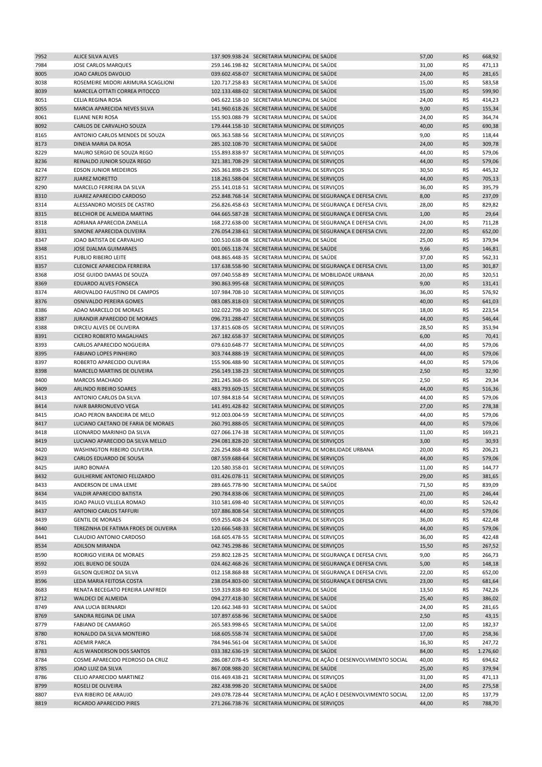| | | | | | | |
|---|---|---|---|---|---|---|
| 7952 | ALICE SILVA ALVES | 137.909.938-24 | SECRETARIA MUNICIPAL DE SAÚDE | 57,00 | R$ | 668,92 |
| 7984 | JOSE CARLOS MARQUES | 259.146.198-82 | SECRETARIA MUNICIPAL DE SAÚDE | 31,00 | R$ | 471,13 |
| 8005 | JOAO CARLOS DAVOLIO | 039.602.458-07 | SECRETARIA MUNICIPAL DE SAÚDE | 24,00 | R$ | 281,65 |
| 8038 | ROSEMEIRE MIDORI ARIMURA SCAGLIONI | 120.717.258-83 | SECRETARIA MUNICIPAL DE SAÚDE | 15,00 | R$ | 583,58 |
| 8039 | MARCELA OTTATI CORREA PITOCCO | 102.133.488-02 | SECRETARIA MUNICIPAL DE SAÚDE | 15,00 | R$ | 599,90 |
| 8051 | CELIA REGINA ROSA | 045.622.158-10 | SECRETARIA MUNICIPAL DE SAÚDE | 24,00 | R$ | 414,23 |
| 8055 | MARCIA APARECIDA NEVES SILVA | 141.960.618-26 | SECRETARIA MUNICIPAL DE SAÚDE | 9,00 | R$ | 155,34 |
| 8061 | ELIANE NERI ROSA | 155.903.088-79 | SECRETARIA MUNICIPAL DE SAÚDE | 24,00 | R$ | 364,74 |
| 8092 | CARLOS DE CARVALHO SOUZA | 179.444.158-10 | SECRETARIA MUNICIPAL DE SERVIÇOS | 40,00 | R$ | 690,38 |
| 8165 | ANTONIO CARLOS MENDES DE SOUZA | 065.363.588-56 | SECRETARIA MUNICIPAL DE SERVIÇOS | 9,00 | R$ | 118,44 |
| 8173 | DINEIA MARIA DA ROSA | 285.102.108-70 | SECRETARIA MUNICIPAL DE SAÚDE | 24,00 | R$ | 309,78 |
| 8229 | MAURO SERGIO DE SOUZA REGO | 155.893.838-97 | SECRETARIA MUNICIPAL DE SERVIÇOS | 44,00 | R$ | 579,06 |
| 8236 | REINALDO JUNIOR SOUZA REGO | 321.381.708-29 | SECRETARIA MUNICIPAL DE SERVIÇOS | 44,00 | R$ | 579,06 |
| 8274 | EDSON JUNIOR MEDEIROS | 265.361.898-25 | SECRETARIA MUNICIPAL DE SERVIÇOS | 30,50 | R$ | 445,32 |
| 8277 | JUAREZ MORETTO | 118.261.588-04 | SECRETARIA MUNICIPAL DE SERVIÇOS | 44,00 | R$ | 705,13 |
| 8290 | MARCELO FERREIRA DA SILVA | 255.141.018-51 | SECRETARIA MUNICIPAL DE SERVIÇOS | 36,00 | R$ | 395,79 |
| 8310 | JUAREZ APARECIDO CARDOSO | 252.848.768-14 | SECRETARIA MUNICIPAL DE SEGURANÇA E DEFESA CIVIL | 8,00 | R$ | 237,09 |
| 8314 | ALESSANDRO MOISES DE CASTRO | 256.826.458-63 | SECRETARIA MUNICIPAL DE SEGURANÇA E DEFESA CIVIL | 28,00 | R$ | 829,82 |
| 8315 | BELCHIOR DE ALMEIDA MARTINS | 044.665.587-28 | SECRETARIA MUNICIPAL DE SEGURANÇA E DEFESA CIVIL | 1,00 | R$ | 29,64 |
| 8318 | ADRIANA APARECIDA ZANELLA | 168.272.638-00 | SECRETARIA MUNICIPAL DE SEGURANÇA E DEFESA CIVIL | 24,00 | R$ | 711,28 |
| 8331 | SIMONE APARECIDA OLIVEIRA | 276.054.238-61 | SECRETARIA MUNICIPAL DE SEGURANÇA E DEFESA CIVIL | 22,00 | R$ | 652,00 |
| 8347 | JOAO BATISTA DE CARVALHO | 100.510.638-08 | SECRETARIA MUNICIPAL DE SAÚDE | 25,00 | R$ | 379,94 |
| 8348 | JOSE DJALMA GUIMARAES | 001.065.118-74 | SECRETARIA MUNICIPAL DE SAÚDE | 9,66 | R$ | 146,81 |
| 8351 | PUBLIO RIBEIRO LEITE | 048.865.448-35 | SECRETARIA MUNICIPAL DE SAÚDE | 37,00 | R$ | 562,31 |
| 8357 | CLEONICE APARECIDA FERREIRA | 137.638.558-90 | SECRETARIA MUNICIPAL DE SEGURANÇA E DEFESA CIVIL | 13,00 | R$ | 301,87 |
| 8368 | JOSE GUIDO DAMAS DE SOUZA | 097.040.558-89 | SECRETARIA MUNICIPAL DE MOBILIDADE URBANA | 20,00 | R$ | 320,51 |
| 8369 | EDUARDO ALVES FONSECA | 390.863.995-68 | SECRETARIA MUNICIPAL DE SERVIÇOS | 9,00 | R$ | 131,41 |
| 8374 | ARIOVALDO FAUSTINO DE CAMPOS | 107.984.708-10 | SECRETARIA MUNICIPAL DE SERVIÇOS | 36,00 | R$ | 576,92 |
| 8376 | OSNIVALDO PEREIRA GOMES | 083.085.818-03 | SECRETARIA MUNICIPAL DE SERVIÇOS | 40,00 | R$ | 641,03 |
| 8386 | ADAO MARCELO DE MORAES | 102.022.798-20 | SECRETARIA MUNICIPAL DE SERVIÇOS | 18,00 | R$ | 223,54 |
| 8387 | JURANDIR APARECIDO DE MORAES | 096.731.288-47 | SECRETARIA MUNICIPAL DE SERVIÇOS | 44,00 | R$ | 546,44 |
| 8388 | DIRCEU ALVES DE OLIVEIRA | 137.815.608-05 | SECRETARIA MUNICIPAL DE SERVIÇOS | 28,50 | R$ | 353,94 |
| 8391 | CICERO ROBERTO MAGALHAES | 267.182.658-37 | SECRETARIA MUNICIPAL DE SERVIÇOS | 6,00 | R$ | 70,41 |
| 8393 | CARLOS APARECIDO NOGUEIRA | 079.610.648-77 | SECRETARIA MUNICIPAL DE SERVIÇOS | 44,00 | R$ | 579,06 |
| 8395 | FABIANO LOPES PINHEIRO | 303.744.888-19 | SECRETARIA MUNICIPAL DE SERVIÇOS | 44,00 | R$ | 579,06 |
| 8397 | ROBERTO APARECIDO OLIVEIRA | 155.906.488-90 | SECRETARIA MUNICIPAL DE SERVIÇOS | 44,00 | R$ | 579,06 |
| 8398 | MARCELO MARTINS DE OLIVEIRA | 256.149.138-23 | SECRETARIA MUNICIPAL DE SERVIÇOS | 2,50 | R$ | 32,90 |
| 8400 | MARCOS MACHADO | 281.245.368-05 | SECRETARIA MUNICIPAL DE SERVIÇOS | 2,50 | R$ | 29,34 |
| 8409 | ARLINDO RIBEIRO SOARES | 483.793.609-15 | SECRETARIA MUNICIPAL DE SERVIÇOS | 44,00 | R$ | 516,36 |
| 8413 | ANTONIO CARLOS DA SILVA | 107.984.818-54 | SECRETARIA MUNICIPAL DE SERVIÇOS | 44,00 | R$ | 579,06 |
| 8414 | IVAIR BARRIONUEVO VEGA | 141.491.428-82 | SECRETARIA MUNICIPAL DE SERVIÇOS | 27,00 | R$ | 278,38 |
| 8415 | JOAO PERON BANDEIRA DE MELO | 912.003.004-59 | SECRETARIA MUNICIPAL DE SERVIÇOS | 44,00 | R$ | 579,06 |
| 8417 | LUCIANO CAETANO DE FARIA DE MORAES | 260.791.888-05 | SECRETARIA MUNICIPAL DE SERVIÇOS | 44,00 | R$ | 579,06 |
| 8418 | LEONARDO MARINHO DA SILVA | 027.066.174-38 | SECRETARIA MUNICIPAL DE SERVIÇOS | 11,00 | R$ | 169,21 |
| 8419 | LUCIANO APARECIDO DA SILVA MELLO | 294.081.828-20 | SECRETARIA MUNICIPAL DE SERVIÇOS | 3,00 | R$ | 30,93 |
| 8420 | WASHINGTON RIBEIRO OLIVEIRA | 226.254.868-48 | SECRETARIA MUNICIPAL DE MOBILIDADE URBANA | 20,00 | R$ | 206,21 |
| 8423 | CARLOS EDUARDO DE SOUSA | 087.559.688-64 | SECRETARIA MUNICIPAL DE SERVIÇOS | 44,00 | R$ | 579,06 |
| 8425 | JAIRO BONAFA | 120.580.358-01 | SECRETARIA MUNICIPAL DE SERVIÇOS | 11,00 | R$ | 144,77 |
| 8432 | GUILHERME ANTONIO FELIZARDO | 031.426.078-11 | SECRETARIA MUNICIPAL DE SERVIÇOS | 29,00 | R$ | 381,65 |
| 8433 | ANDERSON DE LIMA LEME | 289.665.778-90 | SECRETARIA MUNICIPAL DE SAÚDE | 71,50 | R$ | 839,09 |
| 8434 | VALDIR APARECIDO BATISTA | 290.784.838-06 | SECRETARIA MUNICIPAL DE SERVIÇOS | 21,00 | R$ | 246,44 |
| 8435 | JOAO PAULO VILLELA ROMAO | 310.581.698-40 | SECRETARIA MUNICIPAL DE SERVIÇOS | 40,00 | R$ | 526,42 |
| 8437 | ANTONIO CARLOS TAFFURI | 107.886.808-54 | SECRETARIA MUNICIPAL DE SERVIÇOS | 44,00 | R$ | 579,06 |
| 8439 | GENTIL DE MORAES | 059.255.408-24 | SECRETARIA MUNICIPAL DE SERVIÇOS | 36,00 | R$ | 422,48 |
| 8440 | TEREZINHA DE FATIMA FROES DE OLIVEIRA | 120.666.548-33 | SECRETARIA MUNICIPAL DE SERVIÇOS | 44,00 | R$ | 579,06 |
| 8441 | CLAUDIO ANTONIO CARDOSO | 168.605.478-55 | SECRETARIA MUNICIPAL DE SERVIÇOS | 36,00 | R$ | 422,48 |
| 8534 | ADILSON MIRANDA | 042.745.298-86 | SECRETARIA MUNICIPAL DE SERVIÇOS | 15,50 | R$ | 267,52 |
| 8590 | RODRIGO VIEIRA DE MORAES | 259.802.128-25 | SECRETARIA MUNICIPAL DE SEGURANÇA E DEFESA CIVIL | 9,00 | R$ | 266,73 |
| 8592 | JOEL BUENO DE SOUZA | 024.462.468-26 | SECRETARIA MUNICIPAL DE SEGURANÇA E DEFESA CIVIL | 5,00 | R$ | 148,18 |
| 8593 | GILSON QUEIROZ DA SILVA | 012.158.868-88 | SECRETARIA MUNICIPAL DE SEGURANÇA E DEFESA CIVIL | 22,00 | R$ | 652,00 |
| 8596 | LEDA MARIA FEITOSA COSTA | 238.054.803-00 | SECRETARIA MUNICIPAL DE SEGURANÇA E DEFESA CIVIL | 23,00 | R$ | 681,64 |
| 8683 | RENATA BECEGATO PEREIRA LANFREDI | 159.319.838-80 | SECRETARIA MUNICIPAL DE SAÚDE | 13,50 | R$ | 742,26 |
| 8712 | WALDECI DE ALMEIDA | 094.277.418-30 | SECRETARIA MUNICIPAL DE SAÚDE | 25,40 | R$ | 386,02 |
| 8749 | ANA LUCIA BERNARDI | 120.662.348-93 | SECRETARIA MUNICIPAL DE SAÚDE | 24,00 | R$ | 281,65 |
| 8769 | SANDRA REGINA DE LIMA | 107.897.658-96 | SECRETARIA MUNICIPAL DE SAÚDE | 2,50 | R$ | 43,15 |
| 8779 | FABIANO DE CAMARGO | 265.583.998-65 | SECRETARIA MUNICIPAL DE SAÚDE | 12,00 | R$ | 182,37 |
| 8780 | RONALDO DA SILVA MONTEIRO | 168.605.558-74 | SECRETARIA MUNICIPAL DE SAÚDE | 17,00 | R$ | 258,36 |
| 8781 | ADEMIR PARCA | 784.946.561-04 | SECRETARIA MUNICIPAL DE SAÚDE | 16,30 | R$ | 247,72 |
| 8783 | ALIS WANDERSON DOS SANTOS | 033.382.636-19 | SECRETARIA MUNICIPAL DE SAÚDE | 84,00 | R$ | 1.276,60 |
| 8784 | COSME APARECIDO PEDROSO DA CRUZ | 286.087.078-45 | SECRETARIA MUNICIPAL DE AÇÃO E DESENVOLVIMENTO SOCIAL | 40,00 | R$ | 694,62 |
| 8785 | JOAO LUIZ DA SILVA | 867.008.988-20 | SECRETARIA MUNICIPAL DE SAÚDE | 25,00 | R$ | 379,94 |
| 8786 | CELIO APARECIDO MARTINEZ | 016.469.438-21 | SECRETARIA MUNICIPAL DE SERVIÇOS | 31,00 | R$ | 471,13 |
| 8799 | ROSELI DE OLIVEIRA | 282.438.998-20 | SECRETARIA MUNICIPAL DE SAÚDE | 24,00 | R$ | 275,58 |
| 8807 | EVA RIBEIRO DE ARAUJO | 249.078.728-44 | SECRETARIA MUNICIPAL DE AÇÃO E DESENVOLVIMENTO SOCIAL | 12,00 | R$ | 137,79 |
| 8819 | RICARDO APARECIDO PIRES | 271.266.738-76 | SECRETARIA MUNICIPAL DE SERVIÇOS | 44,00 | R$ | 788,70 |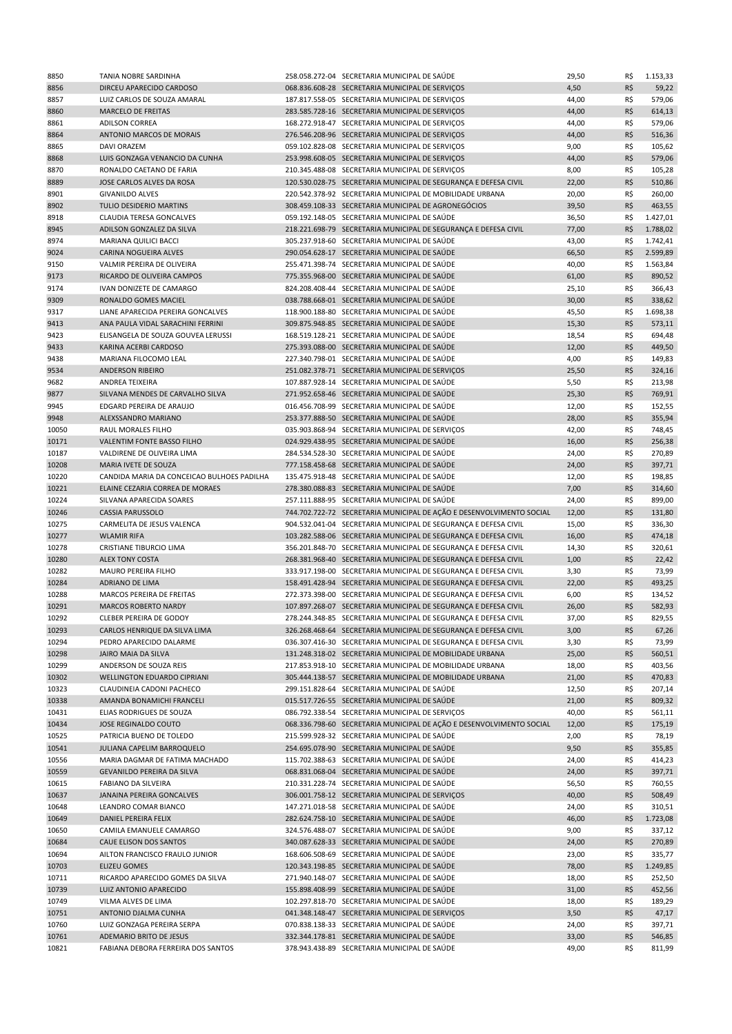| | | | | | | |
|---|---|---|---|---|---|---|
| 8850 | TANIA NOBRE SARDINHA | 258.058.272-04 | SECRETARIA MUNICIPAL DE SAÚDE | 29,50 | R$ | 1.153,33 |
| 8856 | DIRCEU APARECIDO CARDOSO | 068.836.608-28 | SECRETARIA MUNICIPAL DE SERVIÇOS | 4,50 | R$ | 59,22 |
| 8857 | LUIZ CARLOS DE SOUZA AMARAL | 187.817.558-05 | SECRETARIA MUNICIPAL DE SERVIÇOS | 44,00 | R$ | 579,06 |
| 8860 | MARCELO DE FREITAS | 283.585.728-16 | SECRETARIA MUNICIPAL DE SERVIÇOS | 44,00 | R$ | 614,13 |
| 8861 | ADILSON CORREA | 168.272.918-47 | SECRETARIA MUNICIPAL DE SERVIÇOS | 44,00 | R$ | 579,06 |
| 8864 | ANTONIO MARCOS DE MORAIS | 276.546.208-96 | SECRETARIA MUNICIPAL DE SERVIÇOS | 44,00 | R$ | 516,36 |
| 8865 | DAVI ORAZEM | 059.102.828-08 | SECRETARIA MUNICIPAL DE SERVIÇOS | 9,00 | R$ | 105,62 |
| 8868 | LUIS GONZAGA VENANCIO DA CUNHA | 253.998.608-05 | SECRETARIA MUNICIPAL DE SERVIÇOS | 44,00 | R$ | 579,06 |
| 8870 | RONALDO CAETANO DE FARIA | 210.345.488-08 | SECRETARIA MUNICIPAL DE SERVIÇOS | 8,00 | R$ | 105,28 |
| 8889 | JOSE CARLOS ALVES DA ROSA | 120.530.028-75 | SECRETARIA MUNICIPAL DE SEGURANÇA E DEFESA CIVIL | 22,00 | R$ | 510,86 |
| 8901 | GIVANILDO ALVES | 220.542.378-92 | SECRETARIA MUNICIPAL DE MOBILIDADE URBANA | 20,00 | R$ | 260,00 |
| 8902 | TULIO DESIDERIO MARTINS | 308.459.108-33 | SECRETARIA MUNICIPAL DE AGRONEGÓCIOS | 39,50 | R$ | 463,55 |
| 8918 | CLAUDIA TERESA GONCALVES | 059.192.148-05 | SECRETARIA MUNICIPAL DE SAÚDE | 36,50 | R$ | 1.427,01 |
| 8945 | ADILSON GONZALEZ DA SILVA | 218.221.698-79 | SECRETARIA MUNICIPAL DE SEGURANÇA E DEFESA CIVIL | 77,00 | R$ | 1.788,02 |
| 8974 | MARIANA QUILICI BACCI | 305.237.918-60 | SECRETARIA MUNICIPAL DE SAÚDE | 43,00 | R$ | 1.742,41 |
| 9024 | CARINA NOGUEIRA ALVES | 290.054.628-17 | SECRETARIA MUNICIPAL DE SAÚDE | 66,50 | R$ | 2.599,89 |
| 9150 | VALMIR PEREIRA DE OLIVEIRA | 255.471.398-74 | SECRETARIA MUNICIPAL DE SAÚDE | 40,00 | R$ | 1.563,84 |
| 9173 | RICARDO DE OLIVEIRA CAMPOS | 775.355.968-00 | SECRETARIA MUNICIPAL DE SAÚDE | 61,00 | R$ | 890,52 |
| 9174 | IVAN DONIZETE DE CAMARGO | 824.208.408-44 | SECRETARIA MUNICIPAL DE SAÚDE | 25,10 | R$ | 366,43 |
| 9309 | RONALDO GOMES MACIEL | 038.788.668-01 | SECRETARIA MUNICIPAL DE SAÚDE | 30,00 | R$ | 338,62 |
| 9317 | LIANE APARECIDA PEREIRA GONCALVES | 118.900.188-80 | SECRETARIA MUNICIPAL DE SAÚDE | 45,50 | R$ | 1.698,38 |
| 9413 | ANA PAULA VIDAL SARACHINI FERRINI | 309.875.948-85 | SECRETARIA MUNICIPAL DE SAÚDE | 15,30 | R$ | 573,11 |
| 9423 | ELISANGELA DE SOUZA GOUVEA LERUSSI | 168.519.128-21 | SECRETARIA MUNICIPAL DE SAÚDE | 18,54 | R$ | 694,48 |
| 9433 | KARINA ACERBI CARDOSO | 275.393.088-00 | SECRETARIA MUNICIPAL DE SAÚDE | 12,00 | R$ | 449,50 |
| 9438 | MARIANA FILOCOMO LEAL | 227.340.798-01 | SECRETARIA MUNICIPAL DE SAÚDE | 4,00 | R$ | 149,83 |
| 9534 | ANDERSON RIBEIRO | 251.082.378-71 | SECRETARIA MUNICIPAL DE SERVIÇOS | 25,50 | R$ | 324,16 |
| 9682 | ANDREA TEIXEIRA | 107.887.928-14 | SECRETARIA MUNICIPAL DE SAÚDE | 5,50 | R$ | 213,98 |
| 9877 | SILVANA MENDES DE CARVALHO SILVA | 271.952.658-46 | SECRETARIA MUNICIPAL DE SAÚDE | 25,30 | R$ | 769,91 |
| 9945 | EDGARD PEREIRA DE ARAUJO | 016.456.708-99 | SECRETARIA MUNICIPAL DE SAÚDE | 12,00 | R$ | 152,55 |
| 9948 | ALEXSSANDRO MARIANO | 253.377.888-50 | SECRETARIA MUNICIPAL DE SAÚDE | 28,00 | R$ | 355,94 |
| 10050 | RAUL MORALES FILHO | 035.903.868-94 | SECRETARIA MUNICIPAL DE SERVIÇOS | 42,00 | R$ | 748,45 |
| 10171 | VALENTIM FONTE BASSO FILHO | 024.929.438-95 | SECRETARIA MUNICIPAL DE SAÚDE | 16,00 | R$ | 256,38 |
| 10187 | VALDIRENE DE OLIVEIRA LIMA | 284.534.528-30 | SECRETARIA MUNICIPAL DE SAÚDE | 24,00 | R$ | 270,89 |
| 10208 | MARIA IVETE DE SOUZA | 777.158.458-68 | SECRETARIA MUNICIPAL DE SAÚDE | 24,00 | R$ | 397,71 |
| 10220 | CANDIDA MARIA DA CONCEICAO BULHOES PADILHA | 135.475.918-48 | SECRETARIA MUNICIPAL DE SAÚDE | 12,00 | R$ | 198,85 |
| 10221 | ELAINE CEZARIA CORREA DE MORAES | 278.380.088-83 | SECRETARIA MUNICIPAL DE SAÚDE | 7,00 | R$ | 314,60 |
| 10224 | SILVANA APARECIDA SOARES | 257.111.888-95 | SECRETARIA MUNICIPAL DE SAÚDE | 24,00 | R$ | 899,00 |
| 10246 | CASSIA PARUSSOLO | 744.702.722-72 | SECRETARIA MUNICIPAL DE AÇÃO E DESENVOLVIMENTO SOCIAL | 12,00 | R$ | 131,80 |
| 10275 | CARMELITA DE JESUS VALENCA | 904.532.041-04 | SECRETARIA MUNICIPAL DE SEGURANÇA E DEFESA CIVIL | 15,00 | R$ | 336,30 |
| 10277 | WLAMIR RIFA | 103.282.588-06 | SECRETARIA MUNICIPAL DE SEGURANÇA E DEFESA CIVIL | 16,00 | R$ | 474,18 |
| 10278 | CRISTIANE TIBURCIO LIMA | 356.201.848-70 | SECRETARIA MUNICIPAL DE SEGURANÇA E DEFESA CIVIL | 14,30 | R$ | 320,61 |
| 10280 | ALEX TONY COSTA | 268.381.968-40 | SECRETARIA MUNICIPAL DE SEGURANÇA E DEFESA CIVIL | 1,00 | R$ | 22,42 |
| 10282 | MAURO PEREIRA FILHO | 333.917.198-00 | SECRETARIA MUNICIPAL DE SEGURANÇA E DEFESA CIVIL | 3,30 | R$ | 73,99 |
| 10284 | ADRIANO DE LIMA | 158.491.428-94 | SECRETARIA MUNICIPAL DE SEGURANÇA E DEFESA CIVIL | 22,00 | R$ | 493,25 |
| 10288 | MARCOS PEREIRA DE FREITAS | 272.373.398-00 | SECRETARIA MUNICIPAL DE SEGURANÇA E DEFESA CIVIL | 6,00 | R$ | 134,52 |
| 10291 | MARCOS ROBERTO NARDY | 107.897.268-07 | SECRETARIA MUNICIPAL DE SEGURANÇA E DEFESA CIVIL | 26,00 | R$ | 582,93 |
| 10292 | CLEBER PEREIRA DE GODOY | 278.244.348-85 | SECRETARIA MUNICIPAL DE SEGURANÇA E DEFESA CIVIL | 37,00 | R$ | 829,55 |
| 10293 | CARLOS HENRIQUE DA SILVA LIMA | 326.268.468-64 | SECRETARIA MUNICIPAL DE SEGURANÇA E DEFESA CIVIL | 3,00 | R$ | 67,26 |
| 10294 | PEDRO APARECIDO DALARME | 036.307.416-30 | SECRETARIA MUNICIPAL DE SEGURANÇA E DEFESA CIVIL | 3,30 | R$ | 73,99 |
| 10298 | JAIRO MAIA DA SILVA | 131.248.318-02 | SECRETARIA MUNICIPAL DE MOBILIDADE URBANA | 25,00 | R$ | 560,51 |
| 10299 | ANDERSON DE SOUZA REIS | 217.853.918-10 | SECRETARIA MUNICIPAL DE MOBILIDADE URBANA | 18,00 | R$ | 403,56 |
| 10302 | WELLINGTON EDUARDO CIPRIANI | 305.444.138-57 | SECRETARIA MUNICIPAL DE MOBILIDADE URBANA | 21,00 | R$ | 470,83 |
| 10323 | CLAUDINEIA CADONI PACHECO | 299.151.828-64 | SECRETARIA MUNICIPAL DE SAÚDE | 12,50 | R$ | 207,14 |
| 10338 | AMANDA BONAMICHI FRANCELI | 015.517.726-55 | SECRETARIA MUNICIPAL DE SAÚDE | 21,00 | R$ | 809,32 |
| 10431 | ELIAS RODRIGUES DE SOUZA | 086.792.338-54 | SECRETARIA MUNICIPAL DE SERVIÇOS | 40,00 | R$ | 561,11 |
| 10434 | JOSE REGINALDO COUTO | 068.336.798-60 | SECRETARIA MUNICIPAL DE AÇÃO E DESENVOLVIMENTO SOCIAL | 12,00 | R$ | 175,19 |
| 10525 | PATRICIA BUENO DE TOLEDO | 215.599.928-32 | SECRETARIA MUNICIPAL DE SAÚDE | 2,00 | R$ | 78,19 |
| 10541 | JULIANA CAPELIM BARROQUELO | 254.695.078-90 | SECRETARIA MUNICIPAL DE SAÚDE | 9,50 | R$ | 355,85 |
| 10556 | MARIA DAGMAR DE FATIMA MACHADO | 115.702.388-63 | SECRETARIA MUNICIPAL DE SAÚDE | 24,00 | R$ | 414,23 |
| 10559 | GEVANILDO PEREIRA DA SILVA | 068.831.068-04 | SECRETARIA MUNICIPAL DE SAÚDE | 24,00 | R$ | 397,71 |
| 10615 | FABIANO DA SILVEIRA | 210.331.228-74 | SECRETARIA MUNICIPAL DE SAÚDE | 56,50 | R$ | 760,55 |
| 10637 | JANAINA PEREIRA GONCALVES | 306.001.758-12 | SECRETARIA MUNICIPAL DE SERVIÇOS | 40,00 | R$ | 508,49 |
| 10648 | LEANDRO COMAR BIANCO | 147.271.018-58 | SECRETARIA MUNICIPAL DE SAÚDE | 24,00 | R$ | 310,51 |
| 10649 | DANIEL PEREIRA FELIX | 282.624.758-10 | SECRETARIA MUNICIPAL DE SAÚDE | 46,00 | R$ | 1.723,08 |
| 10650 | CAMILA EMANUELE CAMARGO | 324.576.488-07 | SECRETARIA MUNICIPAL DE SAÚDE | 9,00 | R$ | 337,12 |
| 10684 | CAUE ELISON DOS SANTOS | 340.087.628-33 | SECRETARIA MUNICIPAL DE SAÚDE | 24,00 | R$ | 270,89 |
| 10694 | AILTON FRANCISCO FRAULO JUNIOR | 168.606.508-69 | SECRETARIA MUNICIPAL DE SAÚDE | 23,00 | R$ | 335,77 |
| 10703 | ELIZEU GOMES | 120.343.198-85 | SECRETARIA MUNICIPAL DE SAÚDE | 78,00 | R$ | 1.249,85 |
| 10711 | RICARDO APARECIDO GOMES DA SILVA | 271.940.148-07 | SECRETARIA MUNICIPAL DE SAÚDE | 18,00 | R$ | 252,50 |
| 10739 | LUIZ ANTONIO APARECIDO | 155.898.408-99 | SECRETARIA MUNICIPAL DE SAÚDE | 31,00 | R$ | 452,56 |
| 10749 | VILMA ALVES DE LIMA | 102.297.818-70 | SECRETARIA MUNICIPAL DE SAÚDE | 18,00 | R$ | 189,29 |
| 10751 | ANTONIO DJALMA CUNHA | 041.348.148-47 | SECRETARIA MUNICIPAL DE SERVIÇOS | 3,50 | R$ | 47,17 |
| 10760 | LUIZ GONZAGA PEREIRA SERPA | 070.838.138-33 | SECRETARIA MUNICIPAL DE SAÚDE | 24,00 | R$ | 397,71 |
| 10761 | ADEMARIO BRITO DE JESUS | 332.344.178-81 | SECRETARIA MUNICIPAL DE SAÚDE | 33,00 | R$ | 546,85 |
| 10821 | FABIANA DEBORA FERREIRA DOS SANTOS | 378.943.438-89 | SECRETARIA MUNICIPAL DE SAÚDE | 49,00 | R$ | 811,99 |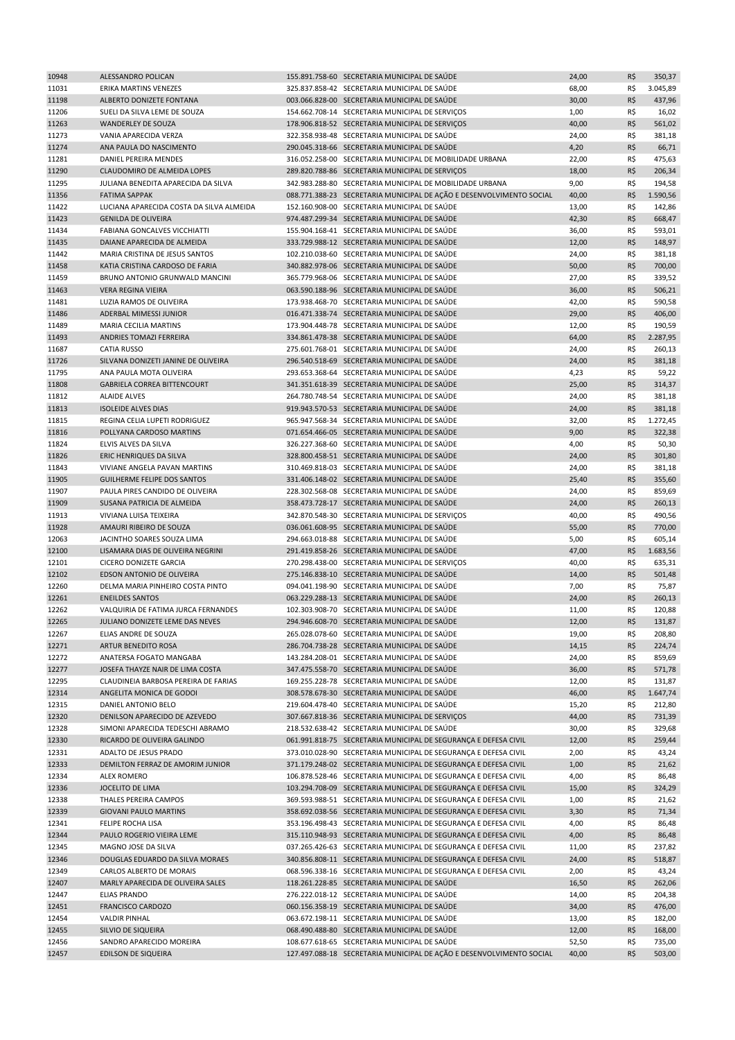| | | | | | | |
|---|---|---|---|---|---|---|
| 10948 | ALESSANDRO POLICAN | 155.891.758-60 | SECRETARIA MUNICIPAL DE SAÚDE | 24,00 | R$ | 350,37 |
| 11031 | ERIKA MARTINS VENEZES | 325.837.858-42 | SECRETARIA MUNICIPAL DE SAÚDE | 68,00 | R$ | 3.045,89 |
| 11198 | ALBERTO DONIZETE FONTANA | 003.066.828-00 | SECRETARIA MUNICIPAL DE SAÚDE | 30,00 | R$ | 437,96 |
| 11206 | SUELI DA SILVA LEME DE SOUZA | 154.662.708-14 | SECRETARIA MUNICIPAL DE SERVIÇOS | 1,00 | R$ | 16,02 |
| 11263 | WANDERLEY DE SOUZA | 178.906.818-52 | SECRETARIA MUNICIPAL DE SERVIÇOS | 40,00 | R$ | 561,02 |
| 11273 | VANIA APARECIDA VERZA | 322.358.938-48 | SECRETARIA MUNICIPAL DE SAÚDE | 24,00 | R$ | 381,18 |
| 11274 | ANA PAULA DO NASCIMENTO | 290.045.318-66 | SECRETARIA MUNICIPAL DE SAÚDE | 4,20 | R$ | 66,71 |
| 11281 | DANIEL PEREIRA MENDES | 316.052.258-00 | SECRETARIA MUNICIPAL DE MOBILIDADE URBANA | 22,00 | R$ | 475,63 |
| 11290 | CLAUDOMIRO DE ALMEIDA LOPES | 289.820.788-86 | SECRETARIA MUNICIPAL DE SERVIÇOS | 18,00 | R$ | 206,34 |
| 11295 | JULIANA BENEDITA APARECIDA DA SILVA | 342.983.288-80 | SECRETARIA MUNICIPAL DE MOBILIDADE URBANA | 9,00 | R$ | 194,58 |
| 11356 | FATIMA SAPPAK | 088.771.388-23 | SECRETARIA MUNICIPAL DE AÇÃO E DESENVOLVIMENTO SOCIAL | 40,00 | R$ | 1.590,56 |
| 11422 | LUCIANA APARECIDA COSTA DA SILVA ALMEIDA | 152.160.908-00 | SECRETARIA MUNICIPAL DE SAÚDE | 13,00 | R$ | 142,86 |
| 11423 | GENILDA DE OLIVEIRA | 974.487.299-34 | SECRETARIA MUNICIPAL DE SAÚDE | 42,30 | R$ | 668,47 |
| 11434 | FABIANA GONCALVES VICCHIATTI | 155.904.168-41 | SECRETARIA MUNICIPAL DE SAÚDE | 36,00 | R$ | 593,01 |
| 11435 | DAIANE APARECIDA DE ALMEIDA | 333.729.988-12 | SECRETARIA MUNICIPAL DE SAÚDE | 12,00 | R$ | 148,97 |
| 11442 | MARIA CRISTINA DE JESUS SANTOS | 102.210.038-60 | SECRETARIA MUNICIPAL DE SAÚDE | 24,00 | R$ | 381,18 |
| 11458 | KATIA CRISTINA CARDOSO DE FARIA | 340.882.978-06 | SECRETARIA MUNICIPAL DE SAÚDE | 50,00 | R$ | 700,00 |
| 11459 | BRUNO ANTONIO GRUNWALD MANCINI | 365.779.968-06 | SECRETARIA MUNICIPAL DE SAÚDE | 27,00 | R$ | 339,52 |
| 11463 | VERA REGINA VIEIRA | 063.590.188-96 | SECRETARIA MUNICIPAL DE SAÚDE | 36,00 | R$ | 506,21 |
| 11481 | LUZIA RAMOS DE OLIVEIRA | 173.938.468-70 | SECRETARIA MUNICIPAL DE SAÚDE | 42,00 | R$ | 590,58 |
| 11486 | ADERBAL MIMESSI JUNIOR | 016.471.338-74 | SECRETARIA MUNICIPAL DE SAÚDE | 29,00 | R$ | 406,00 |
| 11489 | MARIA CECILIA MARTINS | 173.904.448-78 | SECRETARIA MUNICIPAL DE SAÚDE | 12,00 | R$ | 190,59 |
| 11493 | ANDRIES TOMAZI FERREIRA | 334.861.478-38 | SECRETARIA MUNICIPAL DE SAÚDE | 64,00 | R$ | 2.287,95 |
| 11687 | CATIA RUSSO | 275.601.768-01 | SECRETARIA MUNICIPAL DE SAÚDE | 24,00 | R$ | 260,13 |
| 11726 | SILVANA DONIZETI JANINE DE OLIVEIRA | 296.540.518-69 | SECRETARIA MUNICIPAL DE SAÚDE | 24,00 | R$ | 381,18 |
| 11795 | ANA PAULA MOTA OLIVEIRA | 293.653.368-64 | SECRETARIA MUNICIPAL DE SAÚDE | 4,23 | R$ | 59,22 |
| 11808 | GABRIELA CORREA BITTENCOURT | 341.351.618-39 | SECRETARIA MUNICIPAL DE SAÚDE | 25,00 | R$ | 314,37 |
| 11812 | ALAIDE ALVES | 264.780.748-54 | SECRETARIA MUNICIPAL DE SAÚDE | 24,00 | R$ | 381,18 |
| 11813 | ISOLEIDE ALVES DIAS | 919.943.570-53 | SECRETARIA MUNICIPAL DE SAÚDE | 24,00 | R$ | 381,18 |
| 11815 | REGINA CELIA LUPETI RODRIGUEZ | 965.947.568-34 | SECRETARIA MUNICIPAL DE SAÚDE | 32,00 | R$ | 1.272,45 |
| 11816 | POLLYANA CARDOSO MARTINS | 071.654.466-05 | SECRETARIA MUNICIPAL DE SAÚDE | 9,00 | R$ | 322,38 |
| 11824 | ELVIS ALVES DA SILVA | 326.227.368-60 | SECRETARIA MUNICIPAL DE SAÚDE | 4,00 | R$ | 50,30 |
| 11826 | ERIC HENRIQUES DA SILVA | 328.800.458-51 | SECRETARIA MUNICIPAL DE SAÚDE | 24,00 | R$ | 301,80 |
| 11843 | VIVIANE ANGELA PAVAN MARTINS | 310.469.818-03 | SECRETARIA MUNICIPAL DE SAÚDE | 24,00 | R$ | 381,18 |
| 11905 | GUILHERME FELIPE DOS SANTOS | 331.406.148-02 | SECRETARIA MUNICIPAL DE SAÚDE | 25,40 | R$ | 355,60 |
| 11907 | PAULA PIRES CANDIDO DE OLIVEIRA | 228.302.568-08 | SECRETARIA MUNICIPAL DE SAÚDE | 24,00 | R$ | 859,69 |
| 11909 | SUSANA PATRICIA DE ALMEIDA | 358.473.728-17 | SECRETARIA MUNICIPAL DE SAÚDE | 24,00 | R$ | 260,13 |
| 11913 | VIVIANA LUISA TEIXEIRA | 342.870.548-30 | SECRETARIA MUNICIPAL DE SERVIÇOS | 40,00 | R$ | 490,56 |
| 11928 | AMAURI RIBEIRO DE SOUZA | 036.061.608-95 | SECRETARIA MUNICIPAL DE SAÚDE | 55,00 | R$ | 770,00 |
| 12063 | JACINTHO SOARES SOUZA LIMA | 294.663.018-88 | SECRETARIA MUNICIPAL DE SAÚDE | 5,00 | R$ | 605,14 |
| 12100 | LISAMARA DIAS DE OLIVEIRA NEGRINI | 291.419.858-26 | SECRETARIA MUNICIPAL DE SAÚDE | 47,00 | R$ | 1.683,56 |
| 12101 | CICERO DONIZETE GARCIA | 270.298.438-00 | SECRETARIA MUNICIPAL DE SERVIÇOS | 40,00 | R$ | 635,31 |
| 12102 | EDSON ANTONIO DE OLIVEIRA | 275.146.838-10 | SECRETARIA MUNICIPAL DE SAÚDE | 14,00 | R$ | 501,48 |
| 12260 | DELMA MARIA PINHEIRO COSTA PINTO | 094.041.198-90 | SECRETARIA MUNICIPAL DE SAÚDE | 7,00 | R$ | 75,87 |
| 12261 | ENEILDES SANTOS | 063.229.288-13 | SECRETARIA MUNICIPAL DE SAÚDE | 24,00 | R$ | 260,13 |
| 12262 | VALQUIRIA DE FATIMA JURCA FERNANDES | 102.303.908-70 | SECRETARIA MUNICIPAL DE SAÚDE | 11,00 | R$ | 120,88 |
| 12265 | JULIANO DONIZETE LEME DAS NEVES | 294.946.608-70 | SECRETARIA MUNICIPAL DE SAÚDE | 12,00 | R$ | 131,87 |
| 12267 | ELIAS ANDRE DE SOUZA | 265.028.078-60 | SECRETARIA MUNICIPAL DE SAÚDE | 19,00 | R$ | 208,80 |
| 12271 | ARTUR BENEDITO ROSA | 286.704.738-28 | SECRETARIA MUNICIPAL DE SAÚDE | 14,15 | R$ | 224,74 |
| 12272 | ANATERSA FOGATO MANGABA | 143.284.208-01 | SECRETARIA MUNICIPAL DE SAÚDE | 24,00 | R$ | 859,69 |
| 12277 | JOSEFA THAYZE NAIR DE LIMA COSTA | 347.475.558-70 | SECRETARIA MUNICIPAL DE SAÚDE | 36,00 | R$ | 571,78 |
| 12295 | CLAUDINEIA BARBOSA PEREIRA DE FARIAS | 169.255.228-78 | SECRETARIA MUNICIPAL DE SAÚDE | 12,00 | R$ | 131,87 |
| 12314 | ANGELITA MONICA DE GODOI | 308.578.678-30 | SECRETARIA MUNICIPAL DE SAÚDE | 46,00 | R$ | 1.647,74 |
| 12315 | DANIEL ANTONIO BELO | 219.604.478-40 | SECRETARIA MUNICIPAL DE SAÚDE | 15,20 | R$ | 212,80 |
| 12320 | DENILSON APARECIDO DE AZEVEDO | 307.667.818-36 | SECRETARIA MUNICIPAL DE SERVIÇOS | 44,00 | R$ | 731,39 |
| 12328 | SIMONI APARECIDA TEDESCHI ABRAMO | 218.532.638-42 | SECRETARIA MUNICIPAL DE SAÚDE | 30,00 | R$ | 329,68 |
| 12330 | RICARDO DE OLIVEIRA GALINDO | 061.991.818-75 | SECRETARIA MUNICIPAL DE SEGURANÇA E DEFESA CIVIL | 12,00 | R$ | 259,44 |
| 12331 | ADALTO DE JESUS PRADO | 373.010.028-90 | SECRETARIA MUNICIPAL DE SEGURANÇA E DEFESA CIVIL | 2,00 | R$ | 43,24 |
| 12333 | DEMILTON FERRAZ DE AMORIM JUNIOR | 371.179.248-02 | SECRETARIA MUNICIPAL DE SEGURANÇA E DEFESA CIVIL | 1,00 | R$ | 21,62 |
| 12334 | ALEX ROMERO | 106.878.528-46 | SECRETARIA MUNICIPAL DE SEGURANÇA E DEFESA CIVIL | 4,00 | R$ | 86,48 |
| 12336 | JOCELITO DE LIMA | 103.294.708-09 | SECRETARIA MUNICIPAL DE SEGURANÇA E DEFESA CIVIL | 15,00 | R$ | 324,29 |
| 12338 | THALES PEREIRA CAMPOS | 369.593.988-51 | SECRETARIA MUNICIPAL DE SEGURANÇA E DEFESA CIVIL | 1,00 | R$ | 21,62 |
| 12339 | GIOVANI PAULO MARTINS | 358.692.038-56 | SECRETARIA MUNICIPAL DE SEGURANÇA E DEFESA CIVIL | 3,30 | R$ | 71,34 |
| 12341 | FELIPE ROCHA LISA | 353.196.498-43 | SECRETARIA MUNICIPAL DE SEGURANÇA E DEFESA CIVIL | 4,00 | R$ | 86,48 |
| 12344 | PAULO ROGERIO VIEIRA LEME | 315.110.948-93 | SECRETARIA MUNICIPAL DE SEGURANÇA E DEFESA CIVIL | 4,00 | R$ | 86,48 |
| 12345 | MAGNO JOSE DA SILVA | 037.265.426-63 | SECRETARIA MUNICIPAL DE SEGURANÇA E DEFESA CIVIL | 11,00 | R$ | 237,82 |
| 12346 | DOUGLAS EDUARDO DA SILVA MORAES | 340.856.808-11 | SECRETARIA MUNICIPAL DE SEGURANÇA E DEFESA CIVIL | 24,00 | R$ | 518,87 |
| 12349 | CARLOS ALBERTO DE MORAIS | 068.596.338-16 | SECRETARIA MUNICIPAL DE SEGURANÇA E DEFESA CIVIL | 2,00 | R$ | 43,24 |
| 12407 | MARLY APARECIDA DE OLIVEIRA SALES | 118.261.228-85 | SECRETARIA MUNICIPAL DE SAÚDE | 16,50 | R$ | 262,06 |
| 12447 | ELIAS PRANDO | 276.222.018-12 | SECRETARIA MUNICIPAL DE SAÚDE | 14,00 | R$ | 204,38 |
| 12451 | FRANCISCO CARDOZO | 060.156.358-19 | SECRETARIA MUNICIPAL DE SAÚDE | 34,00 | R$ | 476,00 |
| 12454 | VALDIR PINHAL | 063.672.198-11 | SECRETARIA MUNICIPAL DE SAÚDE | 13,00 | R$ | 182,00 |
| 12455 | SILVIO DE SIQUEIRA | 068.490.488-80 | SECRETARIA MUNICIPAL DE SAÚDE | 12,00 | R$ | 168,00 |
| 12456 | SANDRO APARECIDO MOREIRA | 108.677.618-65 | SECRETARIA MUNICIPAL DE SAÚDE | 52,50 | R$ | 735,00 |
| 12457 | EDILSON DE SIQUEIRA | 127.497.088-18 | SECRETARIA MUNICIPAL DE AÇÃO E DESENVOLVIMENTO SOCIAL | 40,00 | R$ | 503,00 |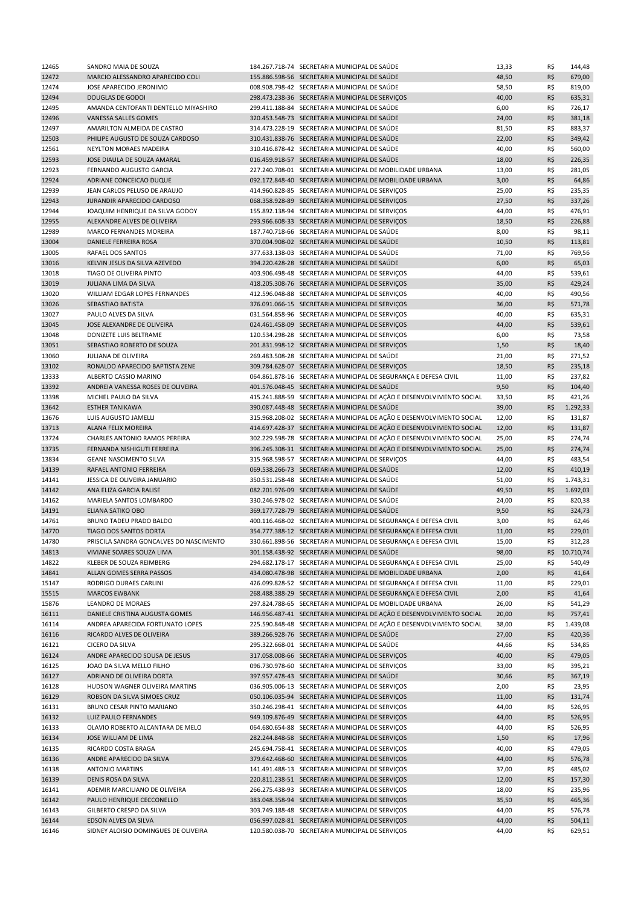| | | | | | | |
|---|---|---|---|---|---|---|
| 12465 | SANDRO MAIA DE SOUZA | 184.267.718-74 | SECRETARIA MUNICIPAL DE SAÚDE | 13,33 | R$ | 144,48 |
| 12472 | MARCIO ALESSANDRO APARECIDO COLI | 155.886.598-56 | SECRETARIA MUNICIPAL DE SAÚDE | 48,50 | R$ | 679,00 |
| 12474 | JOSE APARECIDO JERONIMO | 008.908.798-42 | SECRETARIA MUNICIPAL DE SAÚDE | 58,50 | R$ | 819,00 |
| 12494 | DOUGLAS DE GODOI | 298.473.238-36 | SECRETARIA MUNICIPAL DE SERVIÇOS | 40,00 | R$ | 635,31 |
| 12495 | AMANDA CENTOFANTI DENTELLO MIYASHIRO | 299.411.188-84 | SECRETARIA MUNICIPAL DE SAÚDE | 6,00 | R$ | 726,17 |
| 12496 | VANESSA SALLES GOMES | 320.453.548-73 | SECRETARIA MUNICIPAL DE SAÚDE | 24,00 | R$ | 381,18 |
| 12497 | AMARILTON ALMEIDA DE CASTRO | 314.473.228-19 | SECRETARIA MUNICIPAL DE SAÚDE | 81,50 | R$ | 883,37 |
| 12503 | PHILIPE AUGUSTO DE SOUZA CARDOSO | 310.431.838-76 | SECRETARIA MUNICIPAL DE SAÚDE | 22,00 | R$ | 349,42 |
| 12561 | NEYLTON MORAES MADEIRA | 310.416.878-42 | SECRETARIA MUNICIPAL DE SAÚDE | 40,00 | R$ | 560,00 |
| 12593 | JOSE DIAULA DE SOUZA AMARAL | 016.459.918-57 | SECRETARIA MUNICIPAL DE SAÚDE | 18,00 | R$ | 226,35 |
| 12923 | FERNANDO AUGUSTO GARCIA | 227.240.708-01 | SECRETARIA MUNICIPAL DE MOBILIDADE URBANA | 13,00 | R$ | 281,05 |
| 12924 | ADRIANE CONCEICAO DUQUE | 092.172.848-40 | SECRETARIA MUNICIPAL DE MOBILIDADE URBANA | 3,00 | R$ | 64,86 |
| 12939 | JEAN CARLOS PELUSO DE ARAUJO | 414.960.828-85 | SECRETARIA MUNICIPAL DE SERVIÇOS | 25,00 | R$ | 235,35 |
| 12943 | JURANDIR APARECIDO CARDOSO | 068.358.928-89 | SECRETARIA MUNICIPAL DE SERVIÇOS | 27,50 | R$ | 337,26 |
| 12944 | JOAQUIM HENRIQUE DA SILVA GODOY | 155.892.138-94 | SECRETARIA MUNICIPAL DE SERVIÇOS | 44,00 | R$ | 476,91 |
| 12955 | ALEXANDRE ALVES DE OLIVEIRA | 293.966.608-33 | SECRETARIA MUNICIPAL DE SERVIÇOS | 18,50 | R$ | 226,88 |
| 12989 | MARCO FERNANDES MOREIRA | 187.740.718-66 | SECRETARIA MUNICIPAL DE SAÚDE | 8,00 | R$ | 98,11 |
| 13004 | DANIELE FERREIRA ROSA | 370.004.908-02 | SECRETARIA MUNICIPAL DE SAÚDE | 10,50 | R$ | 113,81 |
| 13005 | RAFAEL DOS SANTOS | 377.633.138-03 | SECRETARIA MUNICIPAL DE SAÚDE | 71,00 | R$ | 769,56 |
| 13016 | KELVIN JESUS DA SILVA AZEVEDO | 394.220.428-28 | SECRETARIA MUNICIPAL DE SAÚDE | 6,00 | R$ | 65,03 |
| 13018 | TIAGO DE OLIVEIRA PINTO | 403.906.498-48 | SECRETARIA MUNICIPAL DE SERVIÇOS | 44,00 | R$ | 539,61 |
| 13019 | JULIANA LIMA DA SILVA | 418.205.308-76 | SECRETARIA MUNICIPAL DE SERVIÇOS | 35,00 | R$ | 429,24 |
| 13020 | WILLIAM EDGAR LOPES FERNANDES | 412.596.048-88 | SECRETARIA MUNICIPAL DE SERVIÇOS | 40,00 | R$ | 490,56 |
| 13026 | SEBASTIAO BATISTA | 376.091.066-15 | SECRETARIA MUNICIPAL DE SERVIÇOS | 36,00 | R$ | 571,78 |
| 13027 | PAULO ALVES DA SILVA | 031.564.858-96 | SECRETARIA MUNICIPAL DE SERVIÇOS | 40,00 | R$ | 635,31 |
| 13045 | JOSE ALEXANDRE DE OLIVEIRA | 024.461.458-09 | SECRETARIA MUNICIPAL DE SERVIÇOS | 44,00 | R$ | 539,61 |
| 13048 | DONIZETE LUIS BELTRAME | 120.534.298-28 | SECRETARIA MUNICIPAL DE SERVIÇOS | 6,00 | R$ | 73,58 |
| 13051 | SEBASTIAO ROBERTO DE SOUZA | 201.831.998-12 | SECRETARIA MUNICIPAL DE SERVIÇOS | 1,50 | R$ | 18,40 |
| 13060 | JULIANA DE OLIVEIRA | 269.483.508-28 | SECRETARIA MUNICIPAL DE SAÚDE | 21,00 | R$ | 271,52 |
| 13102 | RONALDO APARECIDO BAPTISTA ZENE | 309.784.628-07 | SECRETARIA MUNICIPAL DE SERVIÇOS | 18,50 | R$ | 235,18 |
| 13333 | ALBERTO CASSIO MARINO | 064.861.878-16 | SECRETARIA MUNICIPAL DE SEGURANÇA E DEFESA CIVIL | 11,00 | R$ | 237,82 |
| 13392 | ANDREIA VANESSA ROSES DE OLIVEIRA | 401.576.048-45 | SECRETARIA MUNICIPAL DE SAÚDE | 9,50 | R$ | 104,40 |
| 13398 | MICHEL PAULO DA SILVA | 415.241.888-59 | SECRETARIA MUNICIPAL DE AÇÃO E DESENVOLVIMENTO SOCIAL | 33,50 | R$ | 421,26 |
| 13642 | ESTHER TANIKAWA | 390.087.448-48 | SECRETARIA MUNICIPAL DE SAÚDE | 39,00 | R$ | 1.292,33 |
| 13676 | LUIS AUGUSTO JAMELLI | 315.968.208-02 | SECRETARIA MUNICIPAL DE AÇÃO E DESENVOLVIMENTO SOCIAL | 12,00 | R$ | 131,87 |
| 13713 | ALANA FELIX MOREIRA | 414.697.428-37 | SECRETARIA MUNICIPAL DE AÇÃO E DESENVOLVIMENTO SOCIAL | 12,00 | R$ | 131,87 |
| 13724 | CHARLES ANTONIO RAMOS PEREIRA | 302.229.598-78 | SECRETARIA MUNICIPAL DE AÇÃO E DESENVOLVIMENTO SOCIAL | 25,00 | R$ | 274,74 |
| 13735 | FERNANDA NISHIGUTI FERREIRA | 396.245.308-31 | SECRETARIA MUNICIPAL DE AÇÃO E DESENVOLVIMENTO SOCIAL | 25,00 | R$ | 274,74 |
| 13834 | GEANE NASCIMENTO SILVA | 315.968.598-57 | SECRETARIA MUNICIPAL DE SERVIÇOS | 44,00 | R$ | 483,54 |
| 14139 | RAFAEL ANTONIO FERREIRA | 069.538.266-73 | SECRETARIA MUNICIPAL DE SAÚDE | 12,00 | R$ | 410,19 |
| 14141 | JESSICA DE OLIVEIRA JANUARIO | 350.531.258-48 | SECRETARIA MUNICIPAL DE SAÚDE | 51,00 | R$ | 1.743,31 |
| 14142 | ANA ELIZA GARCIA RALISE | 082.201.976-09 | SECRETARIA MUNICIPAL DE SAÚDE | 49,50 | R$ | 1.692,03 |
| 14162 | MARIELA SANTOS LOMBARDO | 330.246.978-02 | SECRETARIA MUNICIPAL DE SAÚDE | 24,00 | R$ | 820,38 |
| 14191 | ELIANA SATIKO OBO | 369.177.728-79 | SECRETARIA MUNICIPAL DE SAÚDE | 9,50 | R$ | 324,73 |
| 14761 | BRUNO TADEU PRADO BALDO | 400.116.468-02 | SECRETARIA MUNICIPAL DE SEGURANÇA E DEFESA CIVIL | 3,00 | R$ | 62,46 |
| 14770 | TIAGO DOS SANTOS DORTA | 354.777.388-12 | SECRETARIA MUNICIPAL DE SEGURANÇA E DEFESA CIVIL | 11,00 | R$ | 229,01 |
| 14780 | PRISCILA SANDRA GONCALVES DO NASCIMENTO | 330.661.898-56 | SECRETARIA MUNICIPAL DE SEGURANÇA E DEFESA CIVIL | 15,00 | R$ | 312,28 |
| 14813 | VIVIANE SOARES SOUZA LIMA | 301.158.438-92 | SECRETARIA MUNICIPAL DE SAÚDE | 98,00 | R$ | 10.710,74 |
| 14822 | KLEBER DE SOUZA REIMBERG | 294.682.178-17 | SECRETARIA MUNICIPAL DE SEGURANÇA E DEFESA CIVIL | 25,00 | R$ | 540,49 |
| 14841 | ALLAN GOMES SERRA PASSOS | 434.080.478-98 | SECRETARIA MUNICIPAL DE MOBILIDADE URBANA | 2,00 | R$ | 41,64 |
| 15147 | RODRIGO DURAES CARLINI | 426.099.828-52 | SECRETARIA MUNICIPAL DE SEGURANÇA E DEFESA CIVIL | 11,00 | R$ | 229,01 |
| 15515 | MARCOS EWBANK | 268.488.388-29 | SECRETARIA MUNICIPAL DE SEGURANÇA E DEFESA CIVIL | 2,00 | R$ | 41,64 |
| 15876 | LEANDRO DE MORAES | 297.824.788-65 | SECRETARIA MUNICIPAL DE MOBILIDADE URBANA | 26,00 | R$ | 541,29 |
| 16111 | DANIELE CRISTINA AUGUSTA GOMES | 146.956.487-41 | SECRETARIA MUNICIPAL DE AÇÃO E DESENVOLVIMENTO SOCIAL | 20,00 | R$ | 757,41 |
| 16114 | ANDREA APARECIDA FORTUNATO LOPES | 225.590.848-48 | SECRETARIA MUNICIPAL DE AÇÃO E DESENVOLVIMENTO SOCIAL | 38,00 | R$ | 1.439,08 |
| 16116 | RICARDO ALVES DE OLIVEIRA | 389.266.928-76 | SECRETARIA MUNICIPAL DE SAÚDE | 27,00 | R$ | 420,36 |
| 16121 | CICERO DA SILVA | 295.322.668-01 | SECRETARIA MUNICIPAL DE SAÚDE | 44,66 | R$ | 534,85 |
| 16124 | ANDRE APARECIDO SOUSA DE JESUS | 317.058.008-66 | SECRETARIA MUNICIPAL DE SERVIÇOS | 40,00 | R$ | 479,05 |
| 16125 | JOAO DA SILVA MELLO FILHO | 096.730.978-60 | SECRETARIA MUNICIPAL DE SERVIÇOS | 33,00 | R$ | 395,21 |
| 16127 | ADRIANO DE OLIVEIRA DORTA | 397.957.478-43 | SECRETARIA MUNICIPAL DE SAÚDE | 30,66 | R$ | 367,19 |
| 16128 | HUDSON WAGNER OLIVEIRA MARTINS | 036.905.006-13 | SECRETARIA MUNICIPAL DE SERVIÇOS | 2,00 | R$ | 23,95 |
| 16129 | ROBSON DA SILVA SIMOES CRUZ | 050.106.035-94 | SECRETARIA MUNICIPAL DE SERVIÇOS | 11,00 | R$ | 131,74 |
| 16131 | BRUNO CESAR PINTO MARIANO | 350.246.298-41 | SECRETARIA MUNICIPAL DE SERVIÇOS | 44,00 | R$ | 526,95 |
| 16132 | LUIZ PAULO FERNANDES | 949.109.876-49 | SECRETARIA MUNICIPAL DE SERVIÇOS | 44,00 | R$ | 526,95 |
| 16133 | OLAVIO ROBERTO ALCANTARA DE MELO | 064.680.654-88 | SECRETARIA MUNICIPAL DE SERVIÇOS | 44,00 | R$ | 526,95 |
| 16134 | JOSE WILLIAM DE LIMA | 282.244.848-58 | SECRETARIA MUNICIPAL DE SERVIÇOS | 1,50 | R$ | 17,96 |
| 16135 | RICARDO COSTA BRAGA | 245.694.758-41 | SECRETARIA MUNICIPAL DE SERVIÇOS | 40,00 | R$ | 479,05 |
| 16136 | ANDRE APARECIDO DA SILVA | 379.642.468-60 | SECRETARIA MUNICIPAL DE SERVIÇOS | 44,00 | R$ | 576,78 |
| 16138 | ANTONIO MARTINS | 141.491.488-13 | SECRETARIA MUNICIPAL DE SERVIÇOS | 37,00 | R$ | 485,02 |
| 16139 | DENIS ROSA DA SILVA | 220.811.238-51 | SECRETARIA MUNICIPAL DE SERVIÇOS | 12,00 | R$ | 157,30 |
| 16141 | ADEMIR MARCILIANO DE OLIVEIRA | 266.275.438-93 | SECRETARIA MUNICIPAL DE SERVIÇOS | 18,00 | R$ | 235,96 |
| 16142 | PAULO HENRIQUE CECCONELLO | 383.048.358-94 | SECRETARIA MUNICIPAL DE SERVIÇOS | 35,50 | R$ | 465,36 |
| 16143 | GILBERTO CRESPO DA SILVA | 303.749.188-48 | SECRETARIA MUNICIPAL DE SERVIÇOS | 44,00 | R$ | 576,78 |
| 16144 | EDSON ALVES DA SILVA | 056.997.028-81 | SECRETARIA MUNICIPAL DE SERVIÇOS | 44,00 | R$ | 504,11 |
| 16146 | SIDNEY ALOISIO DOMINGUES DE OLIVEIRA | 120.580.038-70 | SECRETARIA MUNICIPAL DE SERVIÇOS | 44,00 | R$ | 629,51 |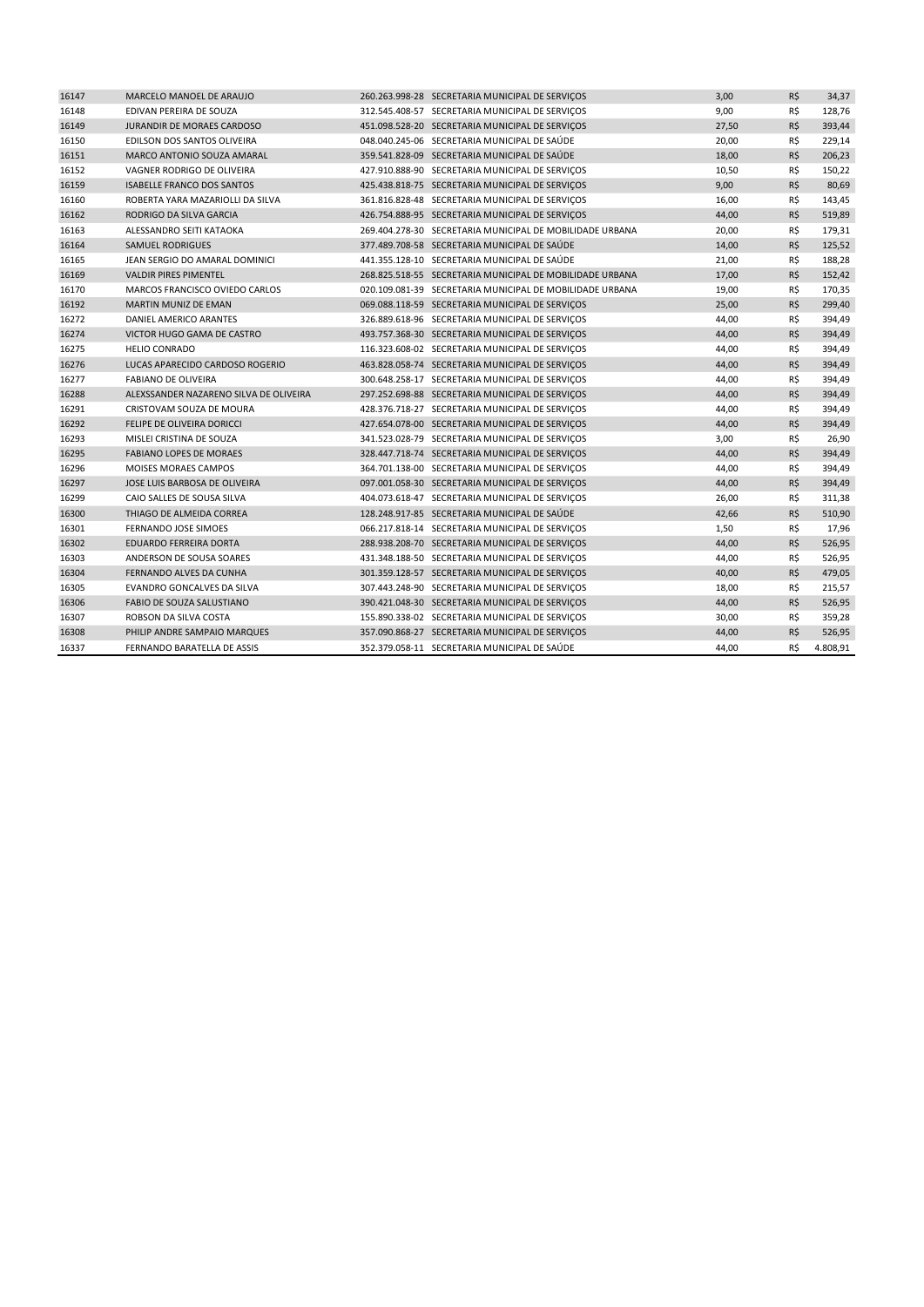| | | | | | | |
|---|---|---|---|---|---|---|
| 16147 | MARCELO MANOEL DE ARAUJO | 260.263.998-28 | SECRETARIA MUNICIPAL DE SERVIÇOS | 3,00 | R$ | 34,37 |
| 16148 | EDIVAN PEREIRA DE SOUZA | 312.545.408-57 | SECRETARIA MUNICIPAL DE SERVIÇOS | 9,00 | R$ | 128,76 |
| 16149 | JURANDIR DE MORAES CARDOSO | 451.098.528-20 | SECRETARIA MUNICIPAL DE SERVIÇOS | 27,50 | R$ | 393,44 |
| 16150 | EDILSON DOS SANTOS OLIVEIRA | 048.040.245-06 | SECRETARIA MUNICIPAL DE SAÚDE | 20,00 | R$ | 229,14 |
| 16151 | MARCO ANTONIO SOUZA AMARAL | 359.541.828-09 | SECRETARIA MUNICIPAL DE SAÚDE | 18,00 | R$ | 206,23 |
| 16152 | VAGNER RODRIGO DE OLIVEIRA | 427.910.888-90 | SECRETARIA MUNICIPAL DE SERVIÇOS | 10,50 | R$ | 150,22 |
| 16159 | ISABELLE FRANCO DOS SANTOS | 425.438.818-75 | SECRETARIA MUNICIPAL DE SERVIÇOS | 9,00 | R$ | 80,69 |
| 16160 | ROBERTA YARA MAZARIOLLI DA SILVA | 361.816.828-48 | SECRETARIA MUNICIPAL DE SERVIÇOS | 16,00 | R$ | 143,45 |
| 16162 | RODRIGO DA SILVA GARCIA | 426.754.888-95 | SECRETARIA MUNICIPAL DE SERVIÇOS | 44,00 | R$ | 519,89 |
| 16163 | ALESSANDRO SEITI KATAOKA | 269.404.278-30 | SECRETARIA MUNICIPAL DE MOBILIDADE URBANA | 20,00 | R$ | 179,31 |
| 16164 | SAMUEL RODRIGUES | 377.489.708-58 | SECRETARIA MUNICIPAL DE SAÚDE | 14,00 | R$ | 125,52 |
| 16165 | JEAN SERGIO DO AMARAL DOMINICI | 441.355.128-10 | SECRETARIA MUNICIPAL DE SAÚDE | 21,00 | R$ | 188,28 |
| 16169 | VALDIR PIRES PIMENTEL | 268.825.518-55 | SECRETARIA MUNICIPAL DE MOBILIDADE URBANA | 17,00 | R$ | 152,42 |
| 16170 | MARCOS FRANCISCO OVIEDO CARLOS | 020.109.081-39 | SECRETARIA MUNICIPAL DE MOBILIDADE URBANA | 19,00 | R$ | 170,35 |
| 16192 | MARTIN MUNIZ DE EMAN | 069.088.118-59 | SECRETARIA MUNICIPAL DE SERVIÇOS | 25,00 | R$ | 299,40 |
| 16272 | DANIEL AMERICO ARANTES | 326.889.618-96 | SECRETARIA MUNICIPAL DE SERVIÇOS | 44,00 | R$ | 394,49 |
| 16274 | VICTOR HUGO GAMA DE CASTRO | 493.757.368-30 | SECRETARIA MUNICIPAL DE SERVIÇOS | 44,00 | R$ | 394,49 |
| 16275 | HELIO CONRADO | 116.323.608-02 | SECRETARIA MUNICIPAL DE SERVIÇOS | 44,00 | R$ | 394,49 |
| 16276 | LUCAS APARECIDO CARDOSO ROGERIO | 463.828.058-74 | SECRETARIA MUNICIPAL DE SERVIÇOS | 44,00 | R$ | 394,49 |
| 16277 | FABIANO DE OLIVEIRA | 300.648.258-17 | SECRETARIA MUNICIPAL DE SERVIÇOS | 44,00 | R$ | 394,49 |
| 16288 | ALEXSSANDER NAZARENO SILVA DE OLIVEIRA | 297.252.698-88 | SECRETARIA MUNICIPAL DE SERVIÇOS | 44,00 | R$ | 394,49 |
| 16291 | CRISTOVAM SOUZA DE MOURA | 428.376.718-27 | SECRETARIA MUNICIPAL DE SERVIÇOS | 44,00 | R$ | 394,49 |
| 16292 | FELIPE DE OLIVEIRA DORICCI | 427.654.078-00 | SECRETARIA MUNICIPAL DE SERVIÇOS | 44,00 | R$ | 394,49 |
| 16293 | MISLEI CRISTINA DE SOUZA | 341.523.028-79 | SECRETARIA MUNICIPAL DE SERVIÇOS | 3,00 | R$ | 26,90 |
| 16295 | FABIANO LOPES DE MORAES | 328.447.718-74 | SECRETARIA MUNICIPAL DE SERVIÇOS | 44,00 | R$ | 394,49 |
| 16296 | MOISES MORAES CAMPOS | 364.701.138-00 | SECRETARIA MUNICIPAL DE SERVIÇOS | 44,00 | R$ | 394,49 |
| 16297 | JOSE LUIS BARBOSA DE OLIVEIRA | 097.001.058-30 | SECRETARIA MUNICIPAL DE SERVIÇOS | 44,00 | R$ | 394,49 |
| 16299 | CAIO SALLES DE SOUSA SILVA | 404.073.618-47 | SECRETARIA MUNICIPAL DE SERVIÇOS | 26,00 | R$ | 311,38 |
| 16300 | THIAGO DE ALMEIDA CORREA | 128.248.917-85 | SECRETARIA MUNICIPAL DE SAÚDE | 42,66 | R$ | 510,90 |
| 16301 | FERNANDO JOSE SIMOES | 066.217.818-14 | SECRETARIA MUNICIPAL DE SERVIÇOS | 1,50 | R$ | 17,96 |
| 16302 | EDUARDO FERREIRA DORTA | 288.938.208-70 | SECRETARIA MUNICIPAL DE SERVIÇOS | 44,00 | R$ | 526,95 |
| 16303 | ANDERSON DE SOUSA SOARES | 431.348.188-50 | SECRETARIA MUNICIPAL DE SERVIÇOS | 44,00 | R$ | 526,95 |
| 16304 | FERNANDO ALVES DA CUNHA | 301.359.128-57 | SECRETARIA MUNICIPAL DE SERVIÇOS | 40,00 | R$ | 479,05 |
| 16305 | EVANDRO GONCALVES DA SILVA | 307.443.248-90 | SECRETARIA MUNICIPAL DE SERVIÇOS | 18,00 | R$ | 215,57 |
| 16306 | FABIO DE SOUZA SALUSTIANO | 390.421.048-30 | SECRETARIA MUNICIPAL DE SERVIÇOS | 44,00 | R$ | 526,95 |
| 16307 | ROBSON DA SILVA COSTA | 155.890.338-02 | SECRETARIA MUNICIPAL DE SERVIÇOS | 30,00 | R$ | 359,28 |
| 16308 | PHILIP ANDRE SAMPAIO MARQUES | 357.090.868-27 | SECRETARIA MUNICIPAL DE SERVIÇOS | 44,00 | R$ | 526,95 |
| 16337 | FERNANDO BARATELLA DE ASSIS | 352.379.058-11 | SECRETARIA MUNICIPAL DE SAÚDE | 44,00 | R$ | 4.808,91 |